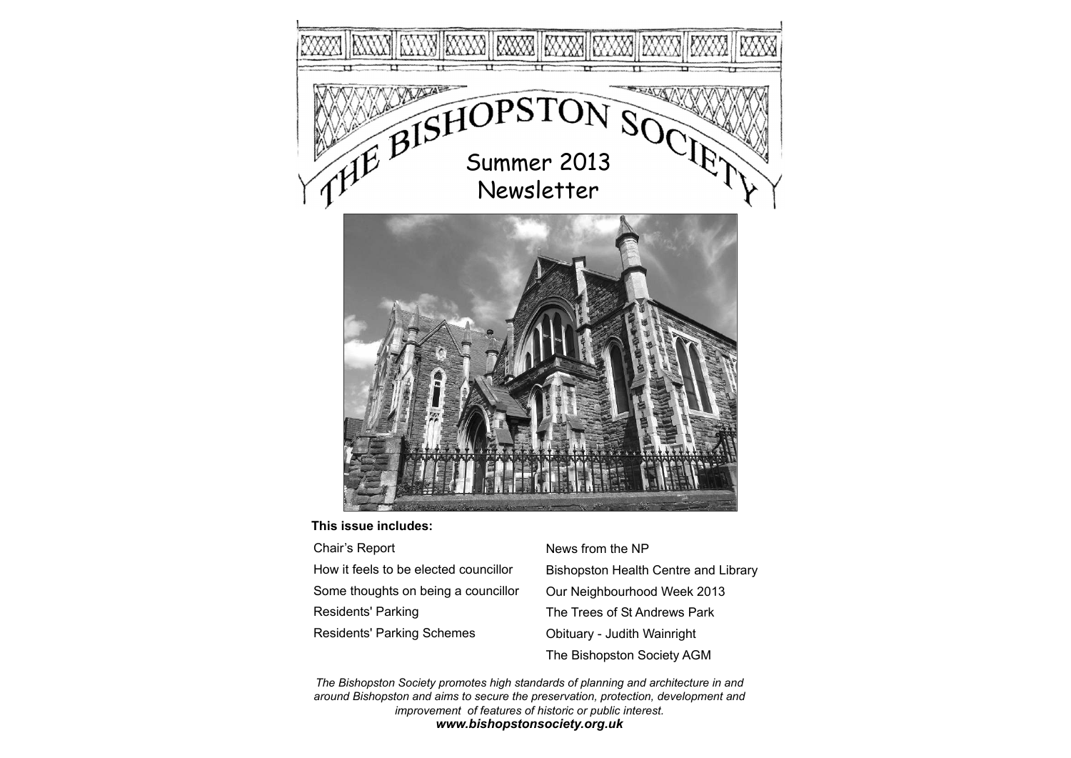# The Bishopston Society

## Summer 2013 Newsletter

**This issue includes:**

- Chair's Report
- How it feels to be elected councillor
- Some thoughts on being a councillor
- Residents' Parking
- Residents' Parking Schemes
- News from the NP
- Bishopston Health Centre and Library
- Our Neighbourhood Week 2013
- The Trees of St Andrews Park
- Obituary - Judith Wainright
- The Bishopston Society AGM

*The Bishopston Society promotes high standards of planning and architecture in and around Bishopston and aims to secure the preservation, protection, development and improvement of features of historic or public interest.*

***www.bishopstonsociety.org.uk***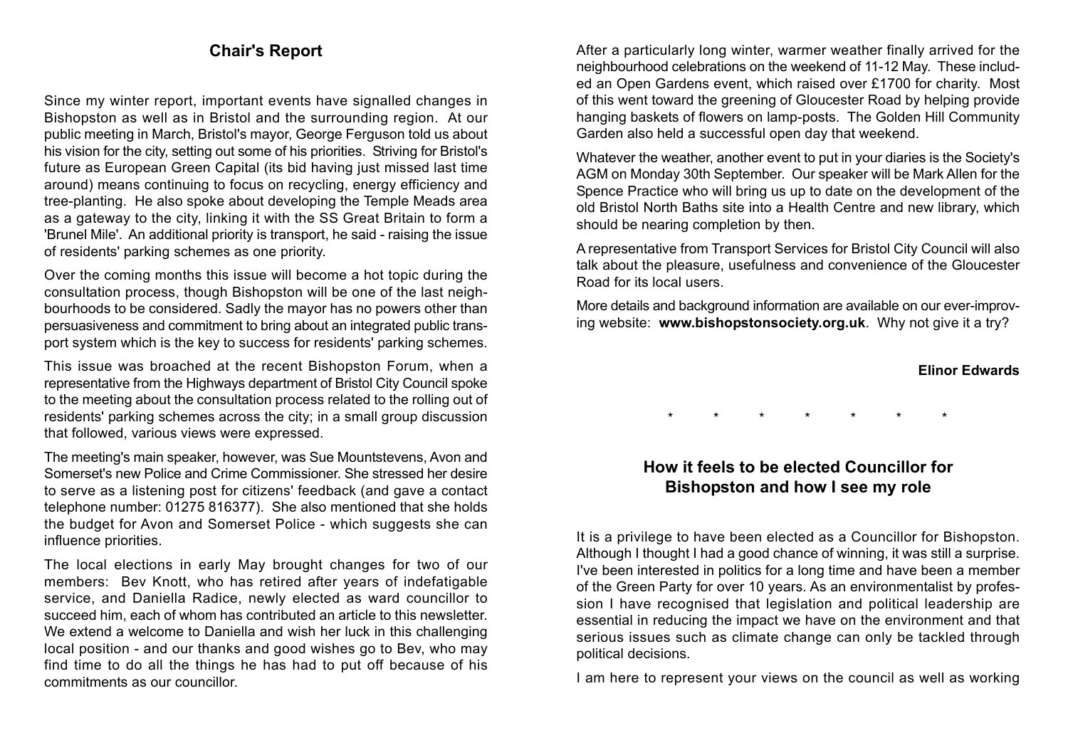## Chair's Report

Since my winter report, important events have signalled changes in Bishopston as well as in Bristol and the surrounding region. At our public meeting in March, Bristol's mayor, George Ferguson told us about his vision for the city, setting out some of his priorities. Striving for Bristol's future as European Green Capital (its bid having just missed last time around) means continuing to focus on recycling, energy efficiency and tree-planting. He also spoke about developing the Temple Meads area as a gateway to the city, linking it with the SS Great Britain to form a 'Brunel Mile'. An additional priority is transport, he said - raising the issue of residents' parking schemes as one priority.

Over the coming months this issue will become a hot topic during the consultation process, though Bishopston will be one of the last neighbourhoods to be considered. Sadly the mayor has no powers other than persuasiveness and commitment to bring about an integrated public transport system which is the key to success for residents' parking schemes.

This issue was broached at the recent Bishopston Forum, when a representative from the Highways department of Bristol City Council spoke to the meeting about the consultation process related to the rolling out of residents' parking schemes across the city; in a small group discussion that followed, various views were expressed.

The meeting's main speaker, however, was Sue Mountstevens, Avon and Somerset's new Police and Crime Commissioner. She stressed her desire to serve as a listening post for citizens' feedback (and gave a contact telephone number: 01275 816377). She also mentioned that she holds the budget for Avon and Somerset Police - which suggests she can influence priorities.

The local elections in early May brought changes for two of our members: Bev Knott, who has retired after years of indefatigable service, and Daniella Radice, newly elected as ward councillor to succeed him, each of whom has contributed an article to this newsletter. We extend a welcome to Daniella and wish her luck in this challenging local position - and our thanks and good wishes go to Bev, who may find time to do all the things he has had to put off because of his commitments as our councillor.

After a particularly long winter, warmer weather finally arrived for the neighbourhood celebrations on the weekend of 11-12 May. These included an Open Gardens event, which raised over £1700 for charity. Most of this went toward the greening of Gloucester Road by helping provide hanging baskets of flowers on lamp-posts. The Golden Hill Community Garden also held a successful open day that weekend.

Whatever the weather, another event to put in your diaries is the Society's AGM on Monday 30th September. Our speaker will be Mark Allen for the Spence Practice who will bring us up to date on the development of the old Bristol North Baths site into a Health Centre and new library, which should be nearing completion by then.

A representative from Transport Services for Bristol City Council will also talk about the pleasure, usefulness and convenience of the Gloucester Road for its local users.

More details and background information are available on our ever-improving website: **www.bishopstonsociety.org.uk**. Why not give it a try?

**Elinor Edwards**

\* \* \* \* \* \* \*

## How it feels to be elected Councillor for Bishopston and how I see my role

It is a privilege to have been elected as a Councillor for Bishopston. Although I thought I had a good chance of winning, it was still a surprise. I've been interested in politics for a long time and have been a member of the Green Party for over 10 years. As an environmentalist by profession I have recognised that legislation and political leadership are essential in reducing the impact we have on the environment and that serious issues such as climate change can only be tackled through political decisions.

I am here to represent your views on the council as well as working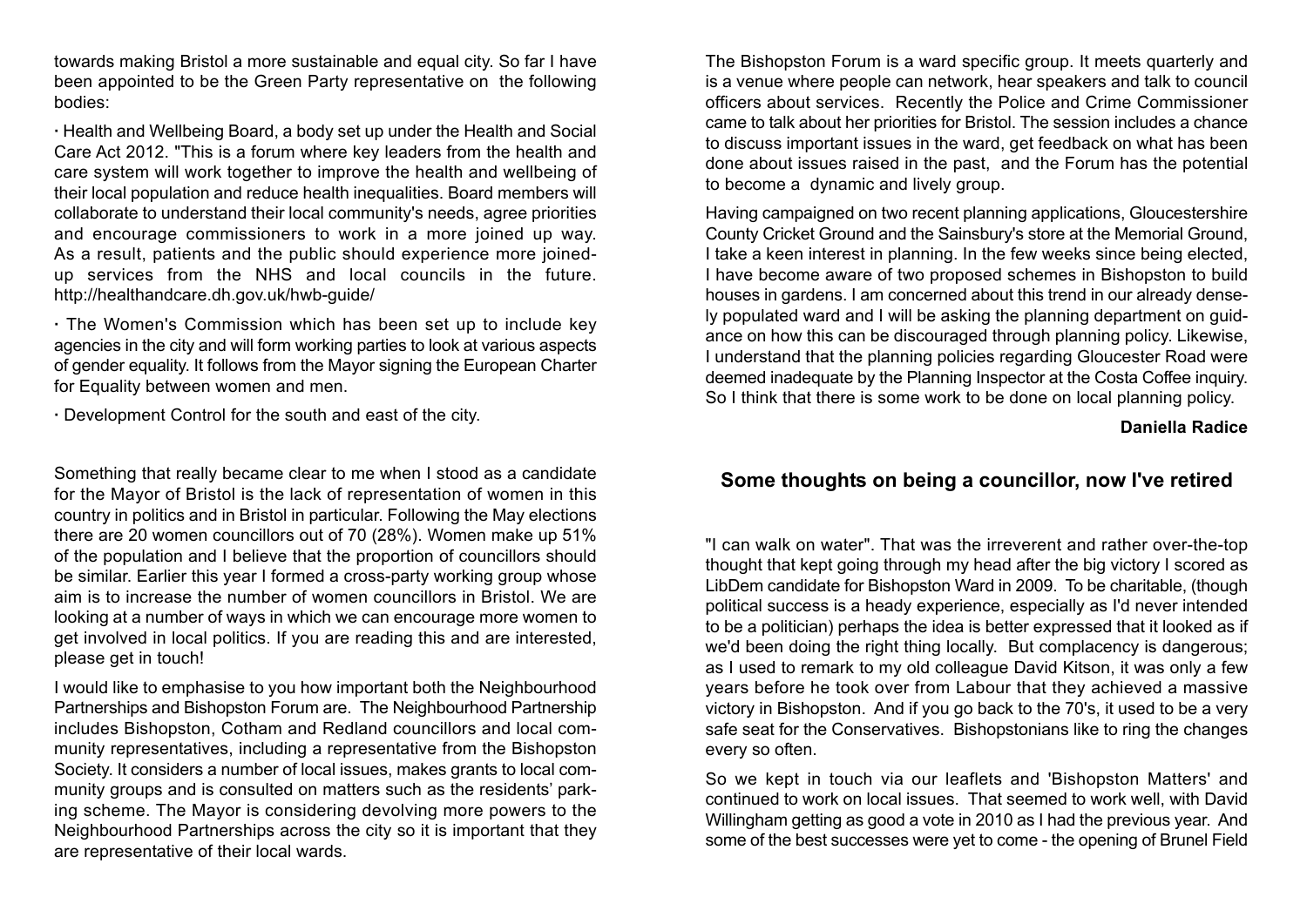towards making Bristol a more sustainable and equal city. So far I have been appointed to be the Green Party representative on the following bodies:

· Health and Wellbeing Board, a body set up under the Health and Social Care Act 2012. "This is a forum where key leaders from the health and care system will work together to improve the health and wellbeing of their local population and reduce health inequalities. Board members will collaborate to understand their local community's needs, agree priorities and encourage commissioners to work in a more joined up way. As a result, patients and the public should experience more joined-up services from the NHS and local councils in the future. http://healthandcare.dh.gov.uk/hwb-guide/

· The Women's Commission which has been set up to include key agencies in the city and will form working parties to look at various aspects of gender equality. It follows from the Mayor signing the European Charter for Equality between women and men.

· Development Control for the south and east of the city.

Something that really became clear to me when I stood as a candidate for the Mayor of Bristol is the lack of representation of women in this country in politics and in Bristol in particular. Following the May elections there are 20 women councillors out of 70 (28%). Women make up 51% of the population and I believe that the proportion of councillors should be similar. Earlier this year I formed a cross-party working group whose aim is to increase the number of women councillors in Bristol. We are looking at a number of ways in which we can encourage more women to get involved in local politics. If you are reading this and are interested, please get in touch!

I would like to emphasise to you how important both the Neighbourhood Partnerships and Bishopston Forum are. The Neighbourhood Partnership includes Bishopston, Cotham and Redland councillors and local community representatives, including a representative from the Bishopston Society. It considers a number of local issues, makes grants to local community groups and is consulted on matters such as the residents' parking scheme. The Mayor is considering devolving more powers to the Neighbourhood Partnerships across the city so it is important that they are representative of their local wards.

The Bishopston Forum is a ward specific group. It meets quarterly and is a venue where people can network, hear speakers and talk to council officers about services. Recently the Police and Crime Commissioner came to talk about her priorities for Bristol. The session includes a chance to discuss important issues in the ward, get feedback on what has been done about issues raised in the past, and the Forum has the potential to become a dynamic and lively group.

Having campaigned on two recent planning applications, Gloucestershire County Cricket Ground and the Sainsbury's store at the Memorial Ground, I take a keen interest in planning. In the few weeks since being elected, I have become aware of two proposed schemes in Bishopston to build houses in gardens. I am concerned about this trend in our already densely populated ward and I will be asking the planning department on guidance on how this can be discouraged through planning policy. Likewise, I understand that the planning policies regarding Gloucester Road were deemed inadequate by the Planning Inspector at the Costa Coffee inquiry. So I think that there is some work to be done on local planning policy.

**Daniella Radice**

## Some thoughts on being a councillor, now I've retired

"I can walk on water". That was the irreverent and rather over-the-top thought that kept going through my head after the big victory I scored as LibDem candidate for Bishopston Ward in 2009. To be charitable, (though political success is a heady experience, especially as I'd never intended to be a politician) perhaps the idea is better expressed that it looked as if we'd been doing the right thing locally. But complacency is dangerous; as I used to remark to my old colleague David Kitson, it was only a few years before he took over from Labour that they achieved a massive victory in Bishopston. And if you go back to the 70's, it used to be a very safe seat for the Conservatives. Bishopstonians like to ring the changes every so often.

So we kept in touch via our leaflets and 'Bishopston Matters' and continued to work on local issues. That seemed to work well, with David Willingham getting as good a vote in 2010 as I had the previous year. And some of the best successes were yet to come - the opening of Brunel Field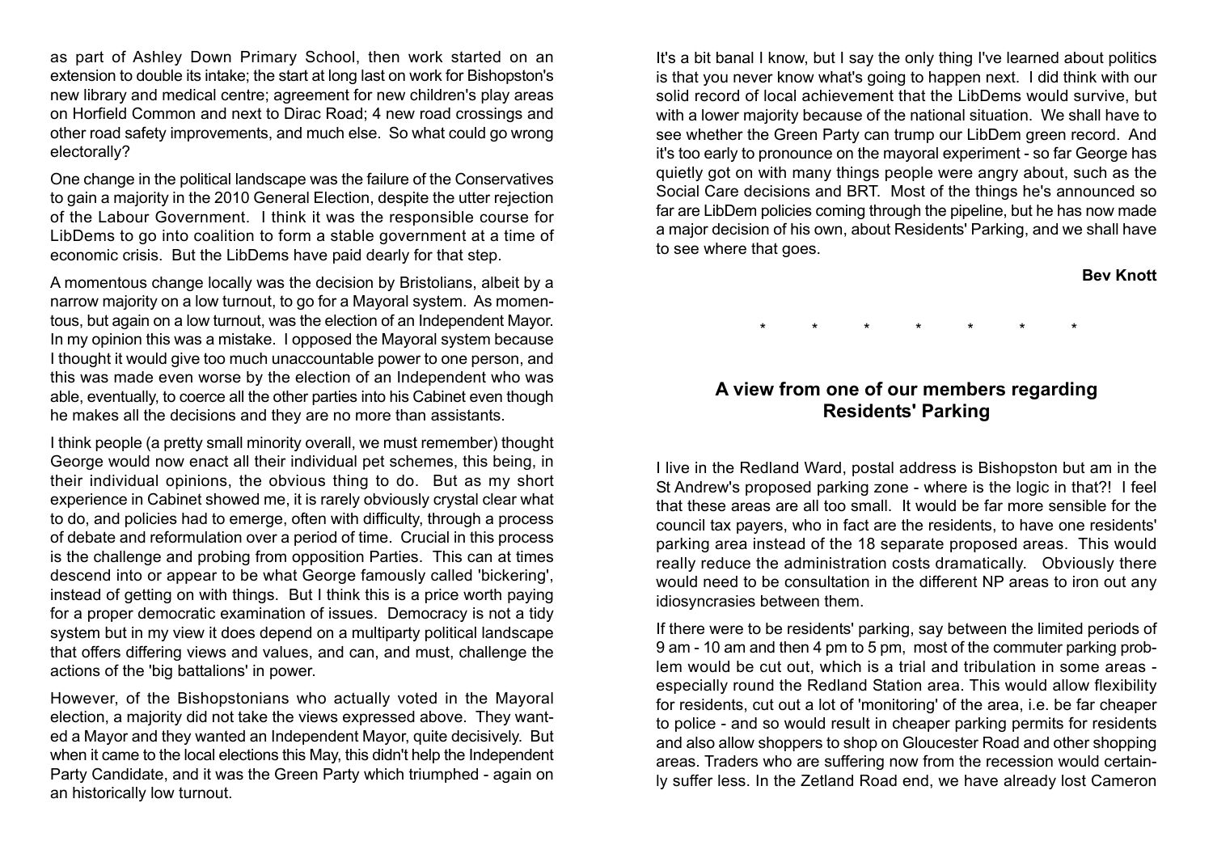as part of Ashley Down Primary School, then work started on an extension to double its intake; the start at long last on work for Bishopston's new library and medical centre; agreement for new children's play areas on Horfield Common and next to Dirac Road; 4 new road crossings and other road safety improvements, and much else. So what could go wrong electorally?

One change in the political landscape was the failure of the Conservatives to gain a majority in the 2010 General Election, despite the utter rejection of the Labour Government. I think it was the responsible course for LibDems to go into coalition to form a stable government at a time of economic crisis. But the LibDems have paid dearly for that step.

A momentous change locally was the decision by Bristolians, albeit by a narrow majority on a low turnout, to go for a Mayoral system. As momentous, but again on a low turnout, was the election of an Independent Mayor. In my opinion this was a mistake. I opposed the Mayoral system because I thought it would give too much unaccountable power to one person, and this was made even worse by the election of an Independent who was able, eventually, to coerce all the other parties into his Cabinet even though he makes all the decisions and they are no more than assistants.

I think people (a pretty small minority overall, we must remember) thought George would now enact all their individual pet schemes, this being, in their individual opinions, the obvious thing to do. But as my short experience in Cabinet showed me, it is rarely obviously crystal clear what to do, and policies had to emerge, often with difficulty, through a process of debate and reformulation over a period of time. Crucial in this process is the challenge and probing from opposition Parties. This can at times descend into or appear to be what George famously called 'bickering', instead of getting on with things. But I think this is a price worth paying for a proper democratic examination of issues. Democracy is not a tidy system but in my view it does depend on a multiparty political landscape that offers differing views and values, and can, and must, challenge the actions of the 'big battalions' in power.

However, of the Bishopstonians who actually voted in the Mayoral election, a majority did not take the views expressed above. They wanted a Mayor and they wanted an Independent Mayor, quite decisively. But when it came to the local elections this May, this didn't help the Independent Party Candidate, and it was the Green Party which triumphed - again on an historically low turnout.

It's a bit banal I know, but I say the only thing I've learned about politics is that you never know what's going to happen next. I did think with our solid record of local achievement that the LibDems would survive, but with a lower majority because of the national situation. We shall have to see whether the Green Party can trump our LibDem green record. And it's too early to pronounce on the mayoral experiment - so far George has quietly got on with many things people were angry about, such as the Social Care decisions and BRT. Most of the things he's announced so far are LibDem policies coming through the pipeline, but he has now made a major decision of his own, about Residents' Parking, and we shall have to see where that goes.

**Bev Knott**

\* \* \* \* \* \* \*

## A view from one of our members regarding Residents' Parking

I live in the Redland Ward, postal address is Bishopston but am in the St Andrew's proposed parking zone - where is the logic in that?! I feel that these areas are all too small. It would be far more sensible for the council tax payers, who in fact are the residents, to have one residents' parking area instead of the 18 separate proposed areas. This would really reduce the administration costs dramatically. Obviously there would need to be consultation in the different NP areas to iron out any idiosyncrasies between them.

If there were to be residents' parking, say between the limited periods of 9 am - 10 am and then 4 pm to 5 pm, most of the commuter parking problem would be cut out, which is a trial and tribulation in some areas - especially round the Redland Station area. This would allow flexibility for residents, cut out a lot of 'monitoring' of the area, i.e. be far cheaper to police - and so would result in cheaper parking permits for residents and also allow shoppers to shop on Gloucester Road and other shopping areas. Traders who are suffering now from the recession would certainly suffer less. In the Zetland Road end, we have already lost Cameron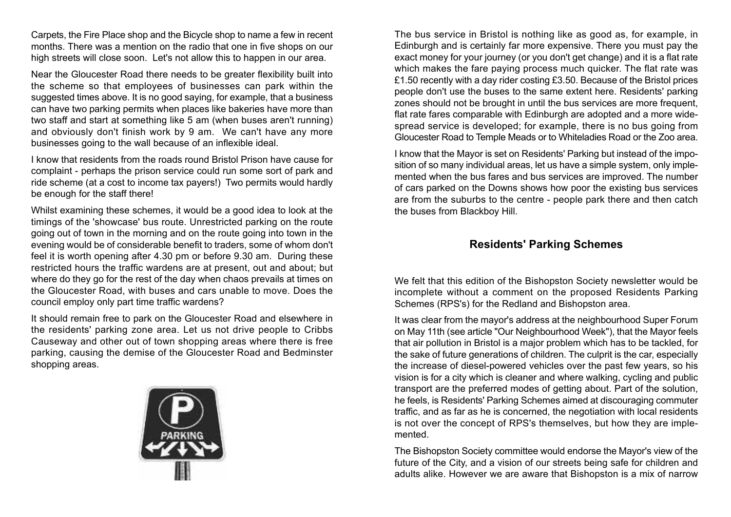Carpets, the Fire Place shop and the Bicycle shop to name a few in recent months. There was a mention on the radio that one in five shops on our high streets will close soon. Let's not allow this to happen in our area.

Near the Gloucester Road there needs to be greater flexibility built into the scheme so that employees of businesses can park within the suggested times above. It is no good saying, for example, that a business can have two parking permits when places like bakeries have more than two staff and start at something like 5 am (when buses aren't running) and obviously don't finish work by 9 am. We can't have any more businesses going to the wall because of an inflexible ideal.

I know that residents from the roads round Bristol Prison have cause for complaint - perhaps the prison service could run some sort of park and ride scheme (at a cost to income tax payers!) Two permits would hardly be enough for the staff there!

Whilst examining these schemes, it would be a good idea to look at the timings of the 'showcase' bus route. Unrestricted parking on the route going out of town in the morning and on the route going into town in the evening would be of considerable benefit to traders, some of whom don't feel it is worth opening after 4.30 pm or before 9.30 am. During these restricted hours the traffic wardens are at present, out and about; but where do they go for the rest of the day when chaos prevails at times on the Gloucester Road, with buses and cars unable to move. Does the council employ only part time traffic wardens?

It should remain free to park on the Gloucester Road and elsewhere in the residents' parking zone area. Let us not drive people to Cribbs Causeway and other out of town shopping areas where there is free parking, causing the demise of the Gloucester Road and Bedminster shopping areas.

The bus service in Bristol is nothing like as good as, for example, in Edinburgh and is certainly far more expensive. There you must pay the exact money for your journey (or you don't get change) and it is a flat rate which makes the fare paying process much quicker. The flat rate was £1.50 recently with a day rider costing £3.50. Because of the Bristol prices people don't use the buses to the same extent here. Residents' parking zones should not be brought in until the bus services are more frequent, flat rate fares comparable with Edinburgh are adopted and a more widespread service is developed; for example, there is no bus going from Gloucester Road to Temple Meads or to Whiteladies Road or the Zoo area.

I know that the Mayor is set on Residents' Parking but instead of the imposition of so many individual areas, let us have a simple system, only implemented when the bus fares and bus services are improved. The number of cars parked on the Downs shows how poor the existing bus services are from the suburbs to the centre - people park there and then catch the buses from Blackboy Hill.

## Residents' Parking Schemes

We felt that this edition of the Bishopston Society newsletter would be incomplete without a comment on the proposed Residents Parking Schemes (RPS's) for the Redland and Bishopston area.

It was clear from the mayor's address at the neighbourhood Super Forum on May 11th (see article "Our Neighbourhood Week"), that the Mayor feels that air pollution in Bristol is a major problem which has to be tackled, for the sake of future generations of children. The culprit is the car, especially the increase of diesel-powered vehicles over the past few years, so his vision is for a city which is cleaner and where walking, cycling and public transport are the preferred modes of getting about. Part of the solution, he feels, is Residents' Parking Schemes aimed at discouraging commuter traffic, and as far as he is concerned, the negotiation with local residents is not over the concept of RPS's themselves, but how they are implemented.

The Bishopston Society committee would endorse the Mayor's view of the future of the City, and a vision of our streets being safe for children and adults alike. However we are aware that Bishopston is a mix of narrow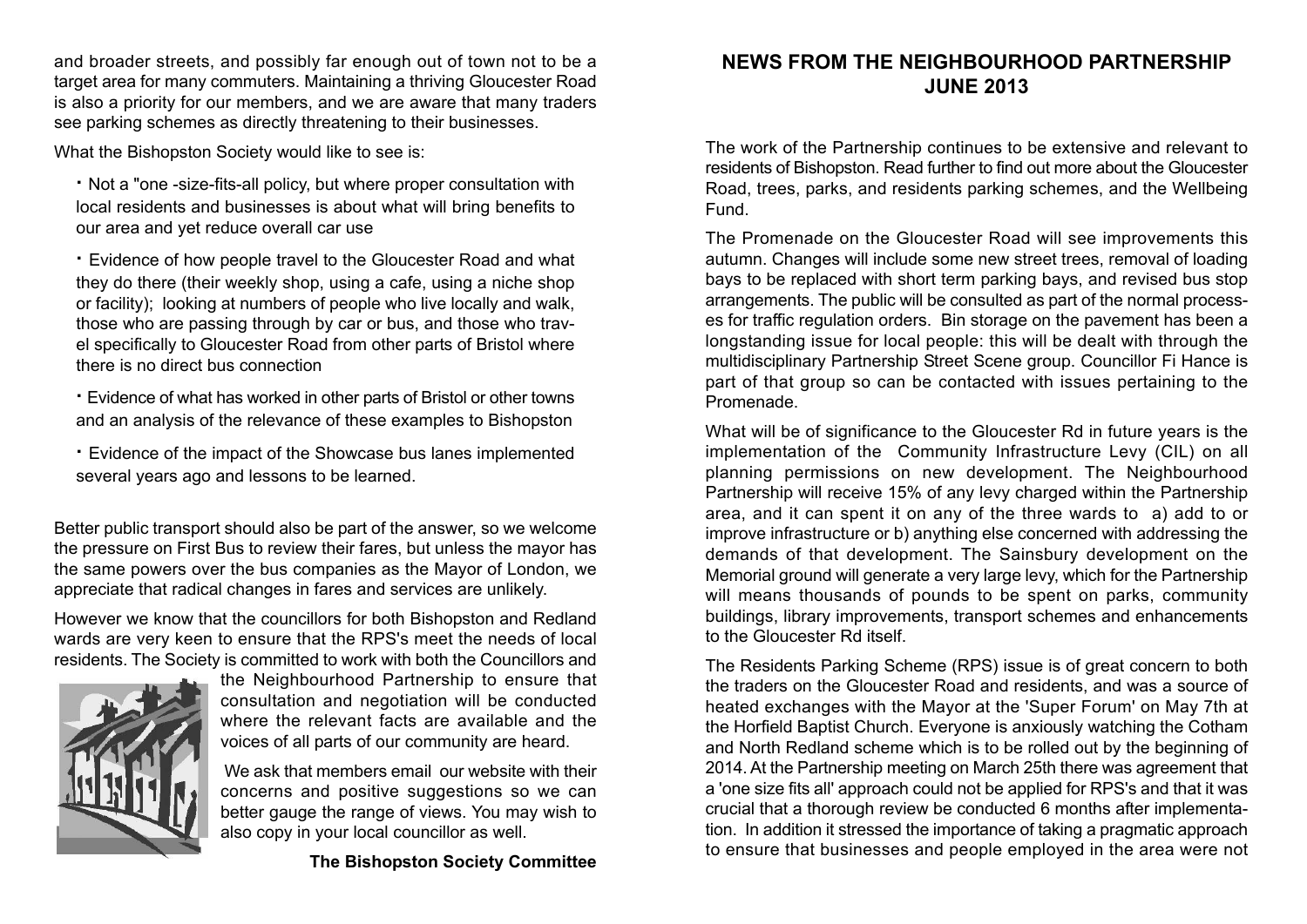and broader streets, and possibly far enough out of town not to be a target area for many commuters. Maintaining a thriving Gloucester Road is also a priority for our members, and we are aware that many traders see parking schemes as directly threatening to their businesses.

What the Bishopston Society would like to see is:

- Not a "one -size-fits-all policy, but where proper consultation with local residents and businesses is about what will bring benefits to our area and yet reduce overall car use
- Evidence of how people travel to the Gloucester Road and what they do there (their weekly shop, using a cafe, using a niche shop or facility); looking at numbers of people who live locally and walk, those who are passing through by car or bus, and those who travel specifically to Gloucester Road from other parts of Bristol where there is no direct bus connection
- Evidence of what has worked in other parts of Bristol or other towns and an analysis of the relevance of these examples to Bishopston
- Evidence of the impact of the Showcase bus lanes implemented several years ago and lessons to be learned.

Better public transport should also be part of the answer, so we welcome the pressure on First Bus to review their fares, but unless the mayor has the same powers over the bus companies as the Mayor of London, we appreciate that radical changes in fares and services are unlikely.

However we know that the councillors for both Bishopston and Redland wards are very keen to ensure that the RPS's meet the needs of local residents. The Society is committed to work with both the Councillors and the Neighbourhood Partnership to ensure that consultation and negotiation will be conducted where the relevant facts are available and the voices of all parts of our community are heard.

We ask that members email our website with their concerns and positive suggestions so we can better gauge the range of views. You may wish to also copy in your local councillor as well.

**The Bishopston Society Committee**

## NEWS FROM THE NEIGHBOURHOOD PARTNERSHIP JUNE 2013

The work of the Partnership continues to be extensive and relevant to residents of Bishopston. Read further to find out more about the Gloucester Road, trees, parks, and residents parking schemes, and the Wellbeing Fund.

The Promenade on the Gloucester Road will see improvements this autumn. Changes will include some new street trees, removal of loading bays to be replaced with short term parking bays, and revised bus stop arrangements. The public will be consulted as part of the normal processes for traffic regulation orders. Bin storage on the pavement has been a longstanding issue for local people: this will be dealt with through the multidisciplinary Partnership Street Scene group. Councillor Fi Hance is part of that group so can be contacted with issues pertaining to the Promenade.

What will be of significance to the Gloucester Rd in future years is the implementation of the Community Infrastructure Levy (CIL) on all planning permissions on new development. The Neighbourhood Partnership will receive 15% of any levy charged within the Partnership area, and it can spent it on any of the three wards to a) add to or improve infrastructure or b) anything else concerned with addressing the demands of that development. The Sainsbury development on the Memorial ground will generate a very large levy, which for the Partnership will means thousands of pounds to be spent on parks, community buildings, library improvements, transport schemes and enhancements to the Gloucester Rd itself.

The Residents Parking Scheme (RPS) issue is of great concern to both the traders on the Gloucester Road and residents, and was a source of heated exchanges with the Mayor at the 'Super Forum' on May 7th at the Horfield Baptist Church. Everyone is anxiously watching the Cotham and North Redland scheme which is to be rolled out by the beginning of 2014. At the Partnership meeting on March 25th there was agreement that a 'one size fits all' approach could not be applied for RPS's and that it was crucial that a thorough review be conducted 6 months after implementation. In addition it stressed the importance of taking a pragmatic approach to ensure that businesses and people employed in the area were not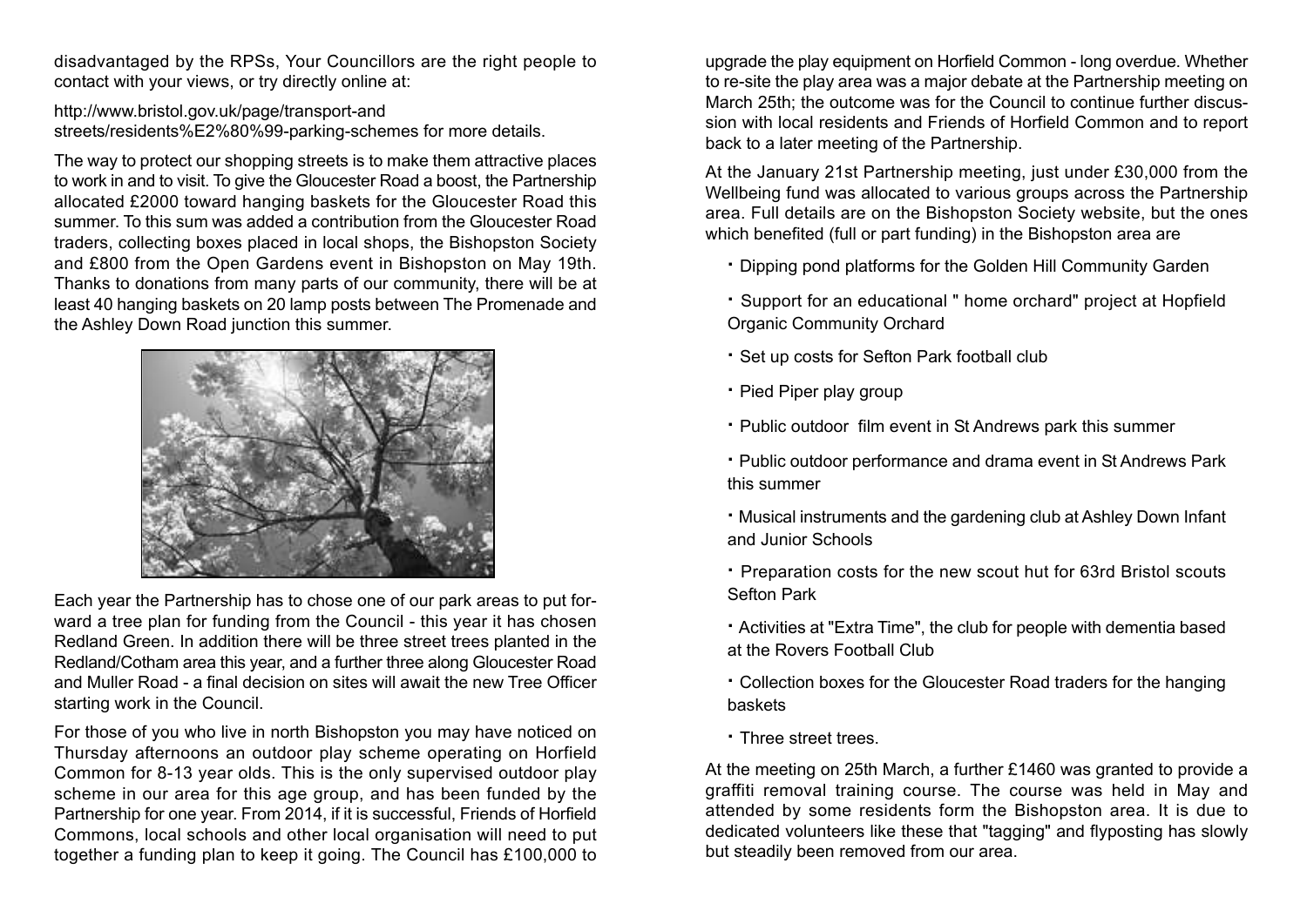disadvantaged by the RPSs, Your Councillors are the right people to contact with your views, or try directly online at:

http://www.bristol.gov.uk/page/transport-and streets/residents%E2%80%99-parking-schemes for more details.

The way to protect our shopping streets is to make them attractive places to work in and to visit. To give the Gloucester Road a boost, the Partnership allocated £2000 toward hanging baskets for the Gloucester Road this summer. To this sum was added a contribution from the Gloucester Road traders, collecting boxes placed in local shops, the Bishopston Society and £800 from the Open Gardens event in Bishopston on May 19th. Thanks to donations from many parts of our community, there will be at least 40 hanging baskets on 20 lamp posts between The Promenade and the Ashley Down Road junction this summer.

Each year the Partnership has to chose one of our park areas to put forward a tree plan for funding from the Council - this year it has chosen Redland Green. In addition there will be three street trees planted in the Redland/Cotham area this year, and a further three along Gloucester Road and Muller Road - a final decision on sites will await the new Tree Officer starting work in the Council.

For those of you who live in north Bishopston you may have noticed on Thursday afternoons an outdoor play scheme operating on Horfield Common for 8-13 year olds. This is the only supervised outdoor play scheme in our area for this age group, and has been funded by the Partnership for one year. From 2014, if it is successful, Friends of Horfield Commons, local schools and other local organisation will need to put together a funding plan to keep it going. The Council has £100,000 to upgrade the play equipment on Horfield Common - long overdue. Whether to re-site the play area was a major debate at the Partnership meeting on March 25th; the outcome was for the Council to continue further discussion with local residents and Friends of Horfield Common and to report back to a later meeting of the Partnership.

At the January 21st Partnership meeting, just under £30,000 from the Wellbeing fund was allocated to various groups across the Partnership area. Full details are on the Bishopston Society website, but the ones which benefited (full or part funding) in the Bishopston area are

- Dipping pond platforms for the Golden Hill Community Garden
- Support for an educational " home orchard" project at Hopfield Organic Community Orchard
- Set up costs for Sefton Park football club
- Pied Piper play group
- Public outdoor film event in St Andrews park this summer
- Public outdoor performance and drama event in St Andrews Park this summer
- Musical instruments and the gardening club at Ashley Down Infant and Junior Schools
- Preparation costs for the new scout hut for 63rd Bristol scouts Sefton Park
- Activities at "Extra Time", the club for people with dementia based at the Rovers Football Club
- Collection boxes for the Gloucester Road traders for the hanging baskets
- Three street trees.

At the meeting on 25th March, a further £1460 was granted to provide a graffiti removal training course. The course was held in May and attended by some residents form the Bishopston area. It is due to dedicated volunteers like these that "tagging" and flyposting has slowly but steadily been removed from our area.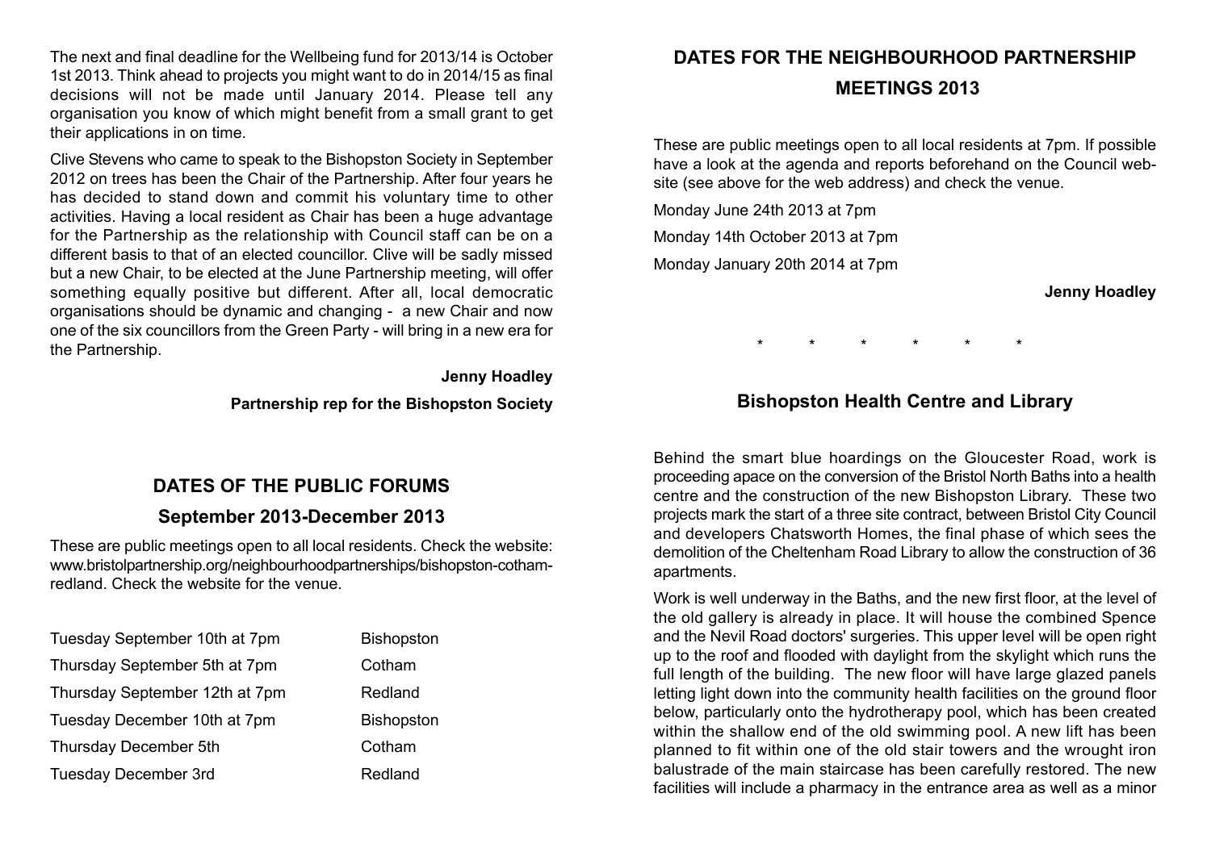The next and final deadline for the Wellbeing fund for 2013/14 is October 1st 2013. Think ahead to projects you might want to do in 2014/15 as final decisions will not be made until January 2014. Please tell any organisation you know of which might benefit from a small grant to get their applications in on time.

Clive Stevens who came to speak to the Bishopston Society in September 2012 on trees has been the Chair of the Partnership. After four years he has decided to stand down and commit his voluntary time to other activities. Having a local resident as Chair has been a huge advantage for the Partnership as the relationship with Council staff can be on a different basis to that of an elected councillor. Clive will be sadly missed but a new Chair, to be elected at the June Partnership meeting, will offer something equally positive but different. After all, local democratic organisations should be dynamic and changing - a new Chair and now one of the six councillors from the Green Party - will bring in a new era for the Partnership.

**Jenny Hoadley**

**Partnership rep for the Bishopston Society**

## DATES OF THE PUBLIC FORUMS

### September 2013-December 2013

These are public meetings open to all local residents. Check the website: www.bristolpartnership.org/neighbourhoodpartnerships/bishopston-cotham-redland. Check the website for the venue.

| | |
|---|---|
| Tuesday September 10th at 7pm | Bishopston |
| Thursday September 5th at 7pm | Cotham |
| Thursday September 12th at 7pm | Redland |
| Tuesday December 10th at 7pm | Bishopston |
| Thursday December 5th | Cotham |
| Tuesday December 3rd | Redland |

## DATES FOR THE NEIGHBOURHOOD PARTNERSHIP MEETINGS 2013

These are public meetings open to all local residents at 7pm. If possible have a look at the agenda and reports beforehand on the Council website (see above for the web address) and check the venue.

Monday June 24th 2013 at 7pm

Monday 14th October 2013 at 7pm

Monday January 20th 2014 at 7pm

**Jenny Hoadley**

\* \* \* \* \* \*

## Bishopston Health Centre and Library

Behind the smart blue hoardings on the Gloucester Road, work is proceeding apace on the conversion of the Bristol North Baths into a health centre and the construction of the new Bishopston Library. These two projects mark the start of a three site contract, between Bristol City Council and developers Chatsworth Homes, the final phase of which sees the demolition of the Cheltenham Road Library to allow the construction of 36 apartments.

Work is well underway in the Baths, and the new first floor, at the level of the old gallery is already in place. It will house the combined Spence and the Nevil Road doctors' surgeries. This upper level will be open right up to the roof and flooded with daylight from the skylight which runs the full length of the building. The new floor will have large glazed panels letting light down into the community health facilities on the ground floor below, particularly onto the hydrotherapy pool, which has been created within the shallow end of the old swimming pool. A new lift has been planned to fit within one of the old stair towers and the wrought iron balustrade of the main staircase has been carefully restored. The new facilities will include a pharmacy in the entrance area as well as a minor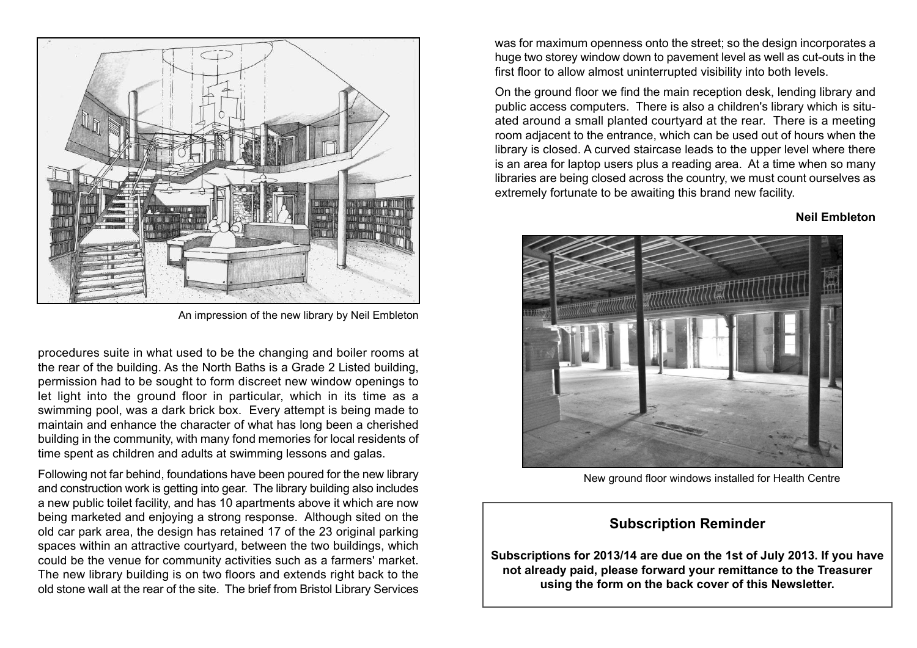An impression of the new library by Neil Embleton

procedures suite in what used to be the changing and boiler rooms at the rear of the building. As the North Baths is a Grade 2 Listed building, permission had to be sought to form discreet new window openings to let light into the ground floor in particular, which in its time as a swimming pool, was a dark brick box. Every attempt is being made to maintain and enhance the character of what has long been a cherished building in the community, with many fond memories for local residents of time spent as children and adults at swimming lessons and galas.

Following not far behind, foundations have been poured for the new library and construction work is getting into gear. The library building also includes a new public toilet facility, and has 10 apartments above it which are now being marketed and enjoying a strong response. Although sited on the old car park area, the design has retained 17 of the 23 original parking spaces within an attractive courtyard, between the two buildings, which could be the venue for community activities such as a farmers' market. The new library building is on two floors and extends right back to the old stone wall at the rear of the site. The brief from Bristol Library Services was for maximum openness onto the street; so the design incorporates a huge two storey window down to pavement level as well as cut-outs in the first floor to allow almost uninterrupted visibility into both levels.

On the ground floor we find the main reception desk, lending library and public access computers. There is also a children's library which is situated around a small planted courtyard at the rear. There is a meeting room adjacent to the entrance, which can be used out of hours when the library is closed. A curved staircase leads to the upper level where there is an area for laptop users plus a reading area. At a time when so many libraries are being closed across the country, we must count ourselves as extremely fortunate to be awaiting this brand new facility.

**Neil Embleton**

New ground floor windows installed for Health Centre

## Subscription Reminder

**Subscriptions for 2013/14 are due on the 1st of July 2013. If you have not already paid, please forward your remittance to the Treasurer using the form on the back cover of this Newsletter.**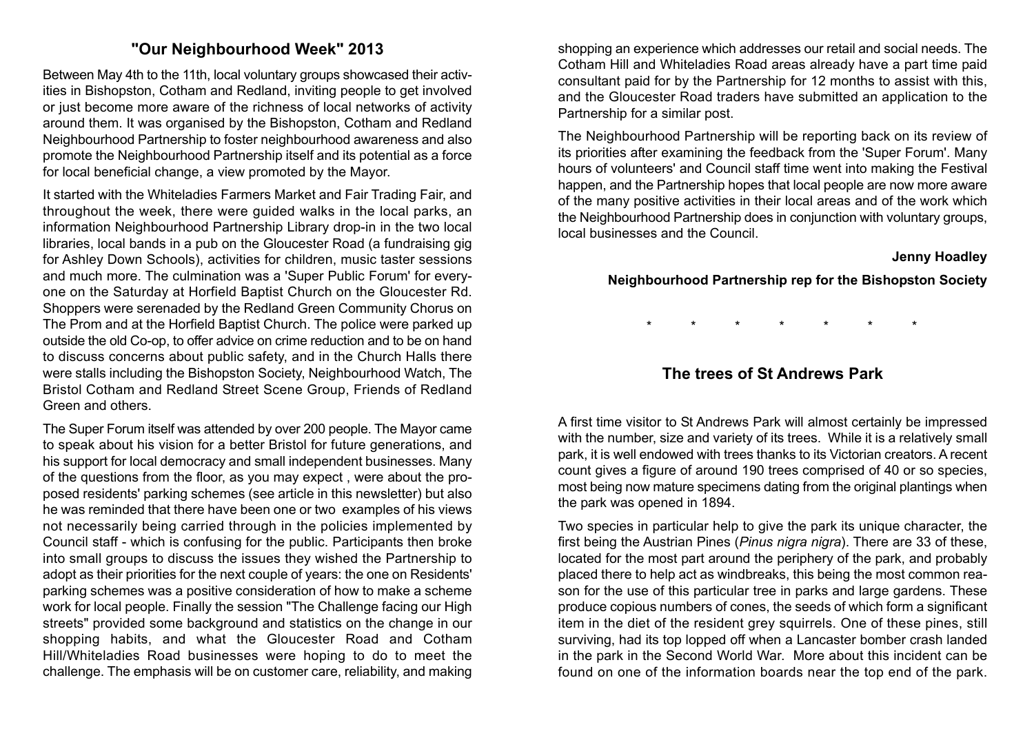## "Our Neighbourhood Week" 2013

Between May 4th to the 11th, local voluntary groups showcased their activities in Bishopston, Cotham and Redland, inviting people to get involved or just become more aware of the richness of local networks of activity around them. It was organised by the Bishopston, Cotham and Redland Neighbourhood Partnership to foster neighbourhood awareness and also promote the Neighbourhood Partnership itself and its potential as a force for local beneficial change, a view promoted by the Mayor.

It started with the Whiteladies Farmers Market and Fair Trading Fair, and throughout the week, there were guided walks in the local parks, an information Neighbourhood Partnership Library drop-in in the two local libraries, local bands in a pub on the Gloucester Road (a fundraising gig for Ashley Down Schools), activities for children, music taster sessions and much more. The culmination was a 'Super Public Forum' for everyone on the Saturday at Horfield Baptist Church on the Gloucester Rd. Shoppers were serenaded by the Redland Green Community Chorus on The Prom and at the Horfield Baptist Church. The police were parked up outside the old Co-op, to offer advice on crime reduction and to be on hand to discuss concerns about public safety, and in the Church Halls there were stalls including the Bishopston Society, Neighbourhood Watch, The Bristol Cotham and Redland Street Scene Group, Friends of Redland Green and others.

The Super Forum itself was attended by over 200 people. The Mayor came to speak about his vision for a better Bristol for future generations, and his support for local democracy and small independent businesses. Many of the questions from the floor, as you may expect , were about the proposed residents' parking schemes (see article in this newsletter) but also he was reminded that there have been one or two examples of his views not necessarily being carried through in the policies implemented by Council staff - which is confusing for the public. Participants then broke into small groups to discuss the issues they wished the Partnership to adopt as their priorities for the next couple of years: the one on Residents' parking schemes was a positive consideration of how to make a scheme work for local people. Finally the session "The Challenge facing our High streets" provided some background and statistics on the change in our shopping habits, and what the Gloucester Road and Cotham Hill/Whiteladies Road businesses were hoping to do to meet the challenge. The emphasis will be on customer care, reliability, and making shopping an experience which addresses our retail and social needs. The Cotham Hill and Whiteladies Road areas already have a part time paid consultant paid for by the Partnership for 12 months to assist with this, and the Gloucester Road traders have submitted an application to the Partnership for a similar post.

The Neighbourhood Partnership will be reporting back on its review of its priorities after examining the feedback from the 'Super Forum'. Many hours of volunteers' and Council staff time went into making the Festival happen, and the Partnership hopes that local people are now more aware of the many positive activities in their local areas and of the work which the Neighbourhood Partnership does in conjunction with voluntary groups, local businesses and the Council.

**Jenny Hoadley**

**Neighbourhood Partnership rep for the Bishopston Society**

\* \* \* \* \* \* \*

## The trees of St Andrews Park

A first time visitor to St Andrews Park will almost certainly be impressed with the number, size and variety of its trees. While it is a relatively small park, it is well endowed with trees thanks to its Victorian creators. A recent count gives a figure of around 190 trees comprised of 40 or so species, most being now mature specimens dating from the original plantings when the park was opened in 1894.

Two species in particular help to give the park its unique character, the first being the Austrian Pines (*Pinus nigra nigra*). There are 33 of these, located for the most part around the periphery of the park, and probably placed there to help act as windbreaks, this being the most common reason for the use of this particular tree in parks and large gardens. These produce copious numbers of cones, the seeds of which form a significant item in the diet of the resident grey squirrels. One of these pines, still surviving, had its top lopped off when a Lancaster bomber crash landed in the park in the Second World War. More about this incident can be found on one of the information boards near the top end of the park.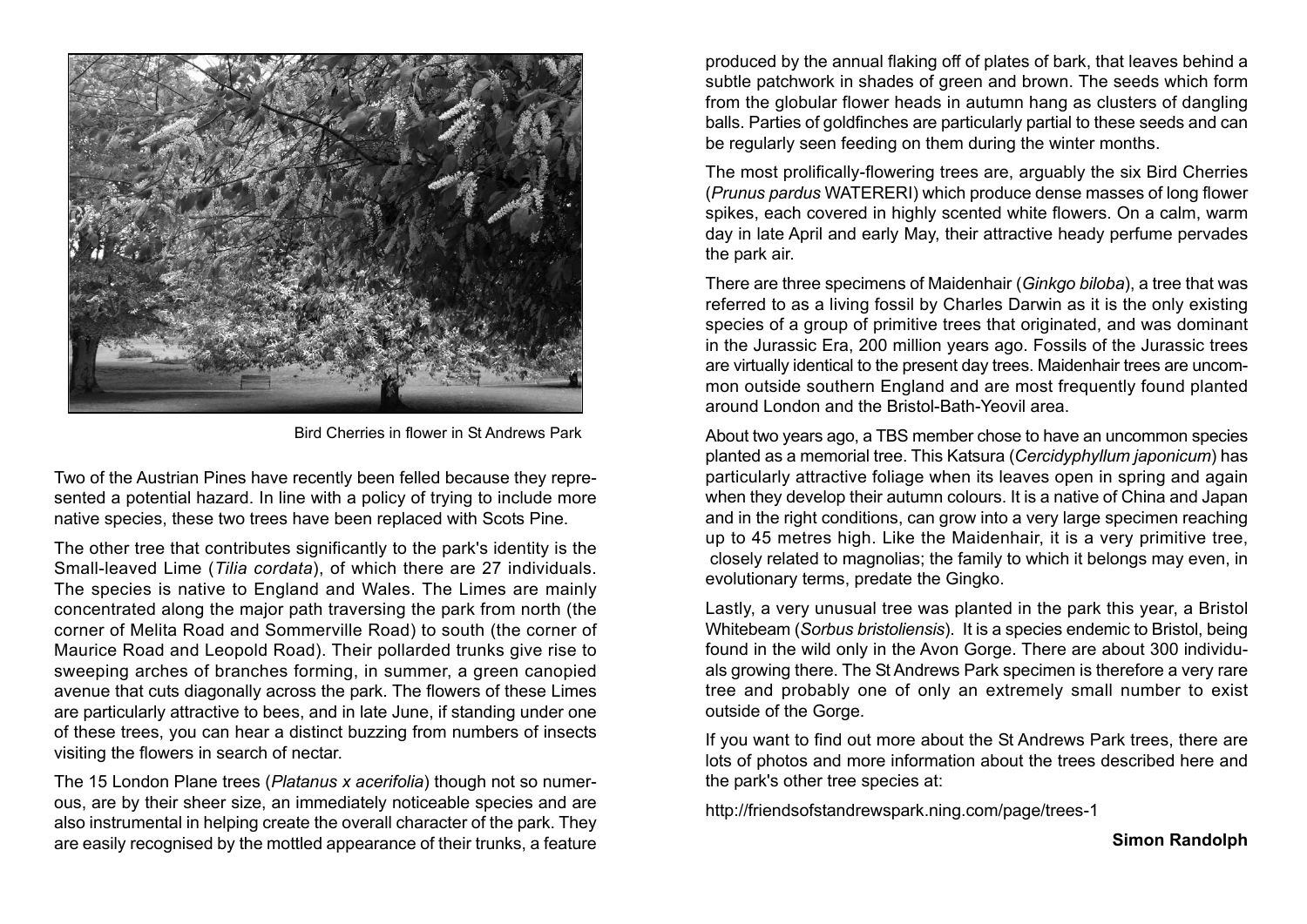Bird Cherries in flower in St Andrews Park

Two of the Austrian Pines have recently been felled because they represented a potential hazard. In line with a policy of trying to include more native species, these two trees have been replaced with Scots Pine.

The other tree that contributes significantly to the park's identity is the Small-leaved Lime (*Tilia cordata*), of which there are 27 individuals. The species is native to England and Wales. The Limes are mainly concentrated along the major path traversing the park from north (the corner of Melita Road and Sommerville Road) to south (the corner of Maurice Road and Leopold Road). Their pollarded trunks give rise to sweeping arches of branches forming, in summer, a green canopied avenue that cuts diagonally across the park. The flowers of these Limes are particularly attractive to bees, and in late June, if standing under one of these trees, you can hear a distinct buzzing from numbers of insects visiting the flowers in search of nectar.

The 15 London Plane trees (*Platanus x acerifolia*) though not so numerous, are by their sheer size, an immediately noticeable species and are also instrumental in helping create the overall character of the park. They are easily recognised by the mottled appearance of their trunks, a feature produced by the annual flaking off of plates of bark, that leaves behind a subtle patchwork in shades of green and brown. The seeds which form from the globular flower heads in autumn hang as clusters of dangling balls. Parties of goldfinches are particularly partial to these seeds and can be regularly seen feeding on them during the winter months.

The most prolifically-flowering trees are, arguably the six Bird Cherries (*Prunus pardus* WATERERI) which produce dense masses of long flower spikes, each covered in highly scented white flowers. On a calm, warm day in late April and early May, their attractive heady perfume pervades the park air.

There are three specimens of Maidenhair (*Ginkgo biloba*), a tree that was referred to as a living fossil by Charles Darwin as it is the only existing species of a group of primitive trees that originated, and was dominant in the Jurassic Era, 200 million years ago. Fossils of the Jurassic trees are virtually identical to the present day trees. Maidenhair trees are uncommon outside southern England and are most frequently found planted around London and the Bristol-Bath-Yeovil area.

About two years ago, a TBS member chose to have an uncommon species planted as a memorial tree. This Katsura (*Cercidyphyllum japonicum*) has particularly attractive foliage when its leaves open in spring and again when they develop their autumn colours. It is a native of China and Japan and in the right conditions, can grow into a very large specimen reaching up to 45 metres high. Like the Maidenhair, it is a very primitive tree, closely related to magnolias; the family to which it belongs may even, in evolutionary terms, predate the Gingko.

Lastly, a very unusual tree was planted in the park this year, a Bristol Whitebeam (*Sorbus bristoliensis*). It is a species endemic to Bristol, being found in the wild only in the Avon Gorge. There are about 300 individuals growing there. The St Andrews Park specimen is therefore a very rare tree and probably one of only an extremely small number to exist outside of the Gorge.

If you want to find out more about the St Andrews Park trees, there are lots of photos and more information about the trees described here and the park's other tree species at:

http://friendsofstandrewspark.ning.com/page/trees-1

**Simon Randolph**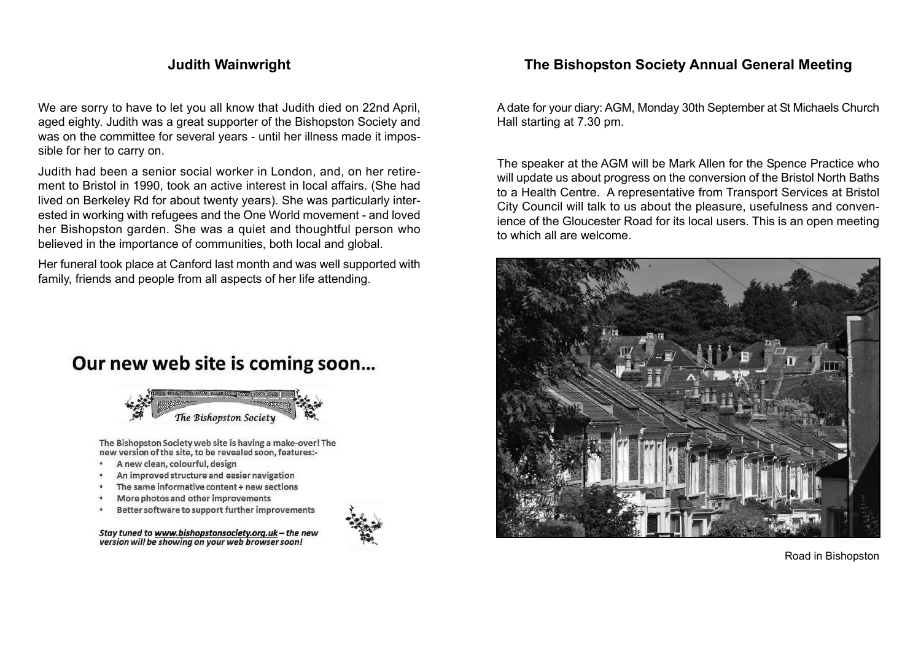## Judith Wainwright

We are sorry to have to let you all know that Judith died on 22nd April, aged eighty. Judith was a great supporter of the Bishopston Society and was on the committee for several years - until her illness made it impossible for her to carry on.

Judith had been a senior social worker in London, and, on her retirement to Bristol in 1990, took an active interest in local affairs. (She had lived on Berkeley Rd for about twenty years). She was particularly interested in working with refugees and the One World movement - and loved her Bishopston garden. She was a quiet and thoughtful person who believed in the importance of communities, both local and global.

Her funeral took place at Canford last month and was well supported with family, friends and people from all aspects of her life attending.

## Our new web site is coming soon…

*The Bishopston Society*

The Bishopston Society web site is having a make-over! The new version of the site, to be revealed soon, features:-

- A new clean, colourful, design
- An improved structure and easier navigation
- The same informative content + new sections
- More photos and other improvements
- Better software to support further improvements

*Stay tuned to www.bishopstonsociety.org.uk – the new version will be showing on your web browser soon!*

## The Bishopston Society Annual General Meeting

A date for your diary: AGM, Monday 30th September at St Michaels Church Hall starting at 7.30 pm.

The speaker at the AGM will be Mark Allen for the Spence Practice who will update us about progress on the conversion of the Bristol North Baths to a Health Centre. A representative from Transport Services at Bristol City Council will talk to us about the pleasure, usefulness and convenience of the Gloucester Road for its local users. This is an open meeting to which all are welcome.

Road in Bishopston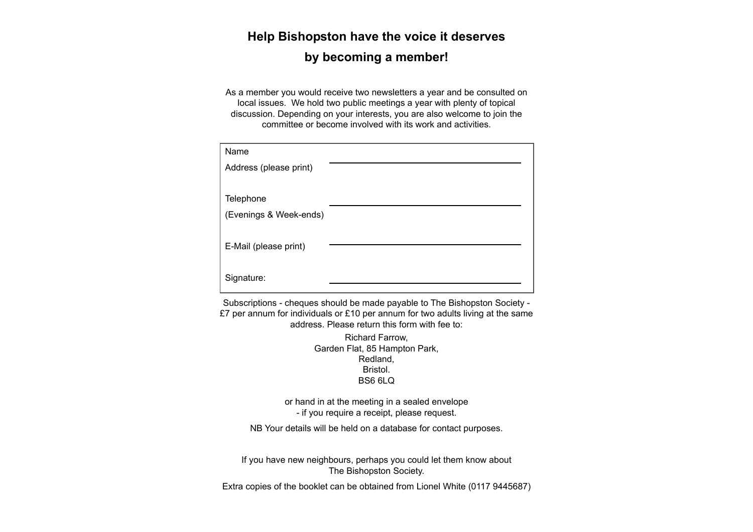## Help Bishopston have the voice it deserves by becoming a member!

As a member you would receive two newsletters a year and be consulted on local issues. We hold two public meetings a year with plenty of topical discussion. Depending on your interests, you are also welcome to join the committee or become involved with its work and activities.

| | |
|---|---|
| Name | |
| Address (please print) | ______________________ |
| Telephone | |
| (Evenings & Week-ends) | ______________________ |
| E-Mail (please print) | ______________________ |
| Signature: | ______________________ |

Subscriptions - cheques should be made payable to The Bishopston Society - £7 per annum for individuals or £10 per annum for two adults living at the same address. Please return this form with fee to:

Richard Farrow,
Garden Flat, 85 Hampton Park,
Redland,
Bristol.
BS6 6LQ

or hand in at the meeting in a sealed envelope
- if you require a receipt, please request.

NB Your details will be held on a database for contact purposes.

If you have new neighbours, perhaps you could let them know about The Bishopston Society.

Extra copies of the booklet can be obtained from Lionel White (0117 9445687)